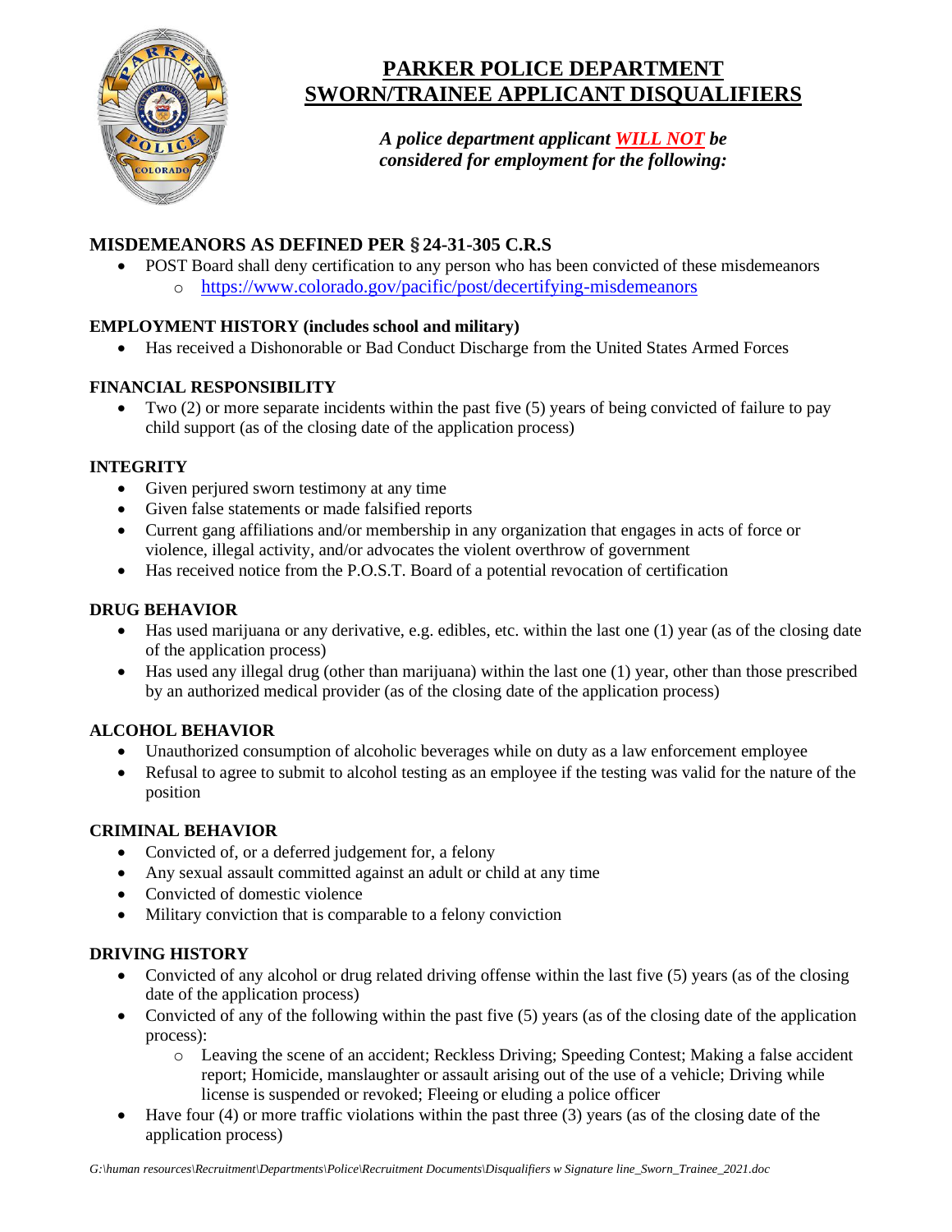# PARKER POLICE DEPARTMENT
# SWORN/TRAINEE APPLICANT DISQUALIFIERS

***A police department applicant WILL NOT be considered for employment for the following:***

### MISDEMEANORS AS DEFINED PER § 24-31-305 C.R.S

- POST Board shall deny certification to any person who has been convicted of these misdemeanors
  - https://www.colorado.gov/pacific/post/decertifying-misdemeanors

### EMPLOYMENT HISTORY (includes school and military)

- Has received a Dishonorable or Bad Conduct Discharge from the United States Armed Forces

### FINANCIAL RESPONSIBILITY

- Two (2) or more separate incidents within the past five (5) years of being convicted of failure to pay child support (as of the closing date of the application process)

### INTEGRITY

- Given perjured sworn testimony at any time
- Given false statements or made falsified reports
- Current gang affiliations and/or membership in any organization that engages in acts of force or violence, illegal activity, and/or advocates the violent overthrow of government
- Has received notice from the P.O.S.T. Board of a potential revocation of certification

### DRUG BEHAVIOR

- Has used marijuana or any derivative, e.g. edibles, etc. within the last one (1) year (as of the closing date of the application process)
- Has used any illegal drug (other than marijuana) within the last one (1) year, other than those prescribed by an authorized medical provider (as of the closing date of the application process)

### ALCOHOL BEHAVIOR

- Unauthorized consumption of alcoholic beverages while on duty as a law enforcement employee
- Refusal to agree to submit to alcohol testing as an employee if the testing was valid for the nature of the position

### CRIMINAL BEHAVIOR

- Convicted of, or a deferred judgement for, a felony
- Any sexual assault committed against an adult or child at any time
- Convicted of domestic violence
- Military conviction that is comparable to a felony conviction

### DRIVING HISTORY

- Convicted of any alcohol or drug related driving offense within the last five (5) years (as of the closing date of the application process)
- Convicted of any of the following within the past five (5) years (as of the closing date of the application process):
  - Leaving the scene of an accident; Reckless Driving; Speeding Contest; Making a false accident report; Homicide, manslaughter or assault arising out of the use of a vehicle; Driving while license is suspended or revoked; Fleeing or eluding a police officer
- Have four (4) or more traffic violations within the past three (3) years (as of the closing date of the application process)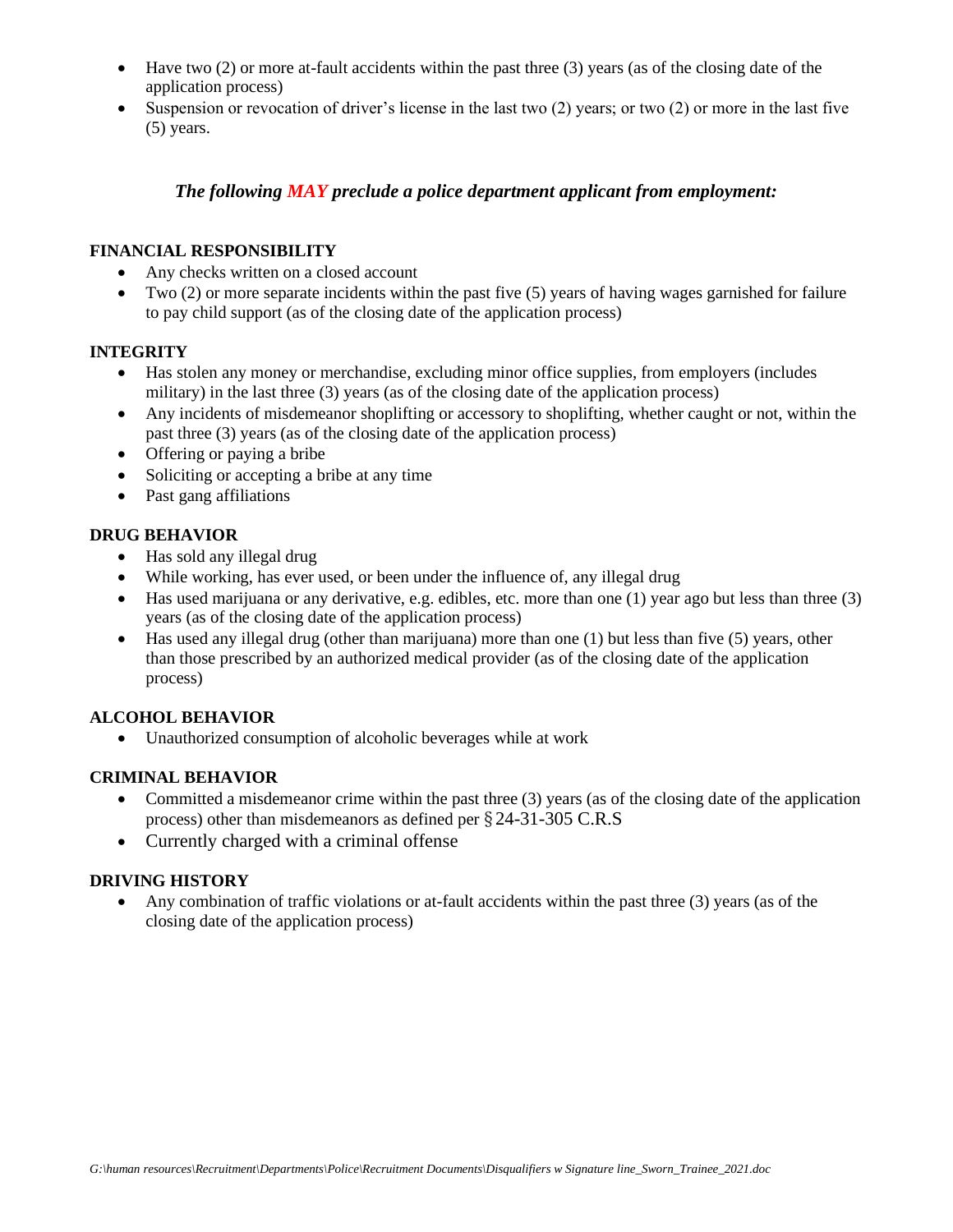- Have two (2) or more at-fault accidents within the past three (3) years (as of the closing date of the application process)
- Suspension or revocation of driver's license in the last two (2) years; or two (2) or more in the last five (5) years.

### *The following MAY preclude a police department applicant from employment:*

**FINANCIAL RESPONSIBILITY**

- Any checks written on a closed account
- Two (2) or more separate incidents within the past five (5) years of having wages garnished for failure to pay child support (as of the closing date of the application process)

**INTEGRITY**

- Has stolen any money or merchandise, excluding minor office supplies, from employers (includes military) in the last three (3) years (as of the closing date of the application process)
- Any incidents of misdemeanor shoplifting or accessory to shoplifting, whether caught or not, within the past three (3) years (as of the closing date of the application process)
- Offering or paying a bribe
- Soliciting or accepting a bribe at any time
- Past gang affiliations

**DRUG BEHAVIOR**

- Has sold any illegal drug
- While working, has ever used, or been under the influence of, any illegal drug
- Has used marijuana or any derivative, e.g. edibles, etc. more than one (1) year ago but less than three (3) years (as of the closing date of the application process)
- Has used any illegal drug (other than marijuana) more than one (1) but less than five (5) years, other than those prescribed by an authorized medical provider (as of the closing date of the application process)

**ALCOHOL BEHAVIOR**

- Unauthorized consumption of alcoholic beverages while at work

**CRIMINAL BEHAVIOR**

- Committed a misdemeanor crime within the past three (3) years (as of the closing date of the application process) other than misdemeanors as defined per § 24-31-305 C.R.S
- Currently charged with a criminal offense

**DRIVING HISTORY**

- Any combination of traffic violations or at-fault accidents within the past three (3) years (as of the closing date of the application process)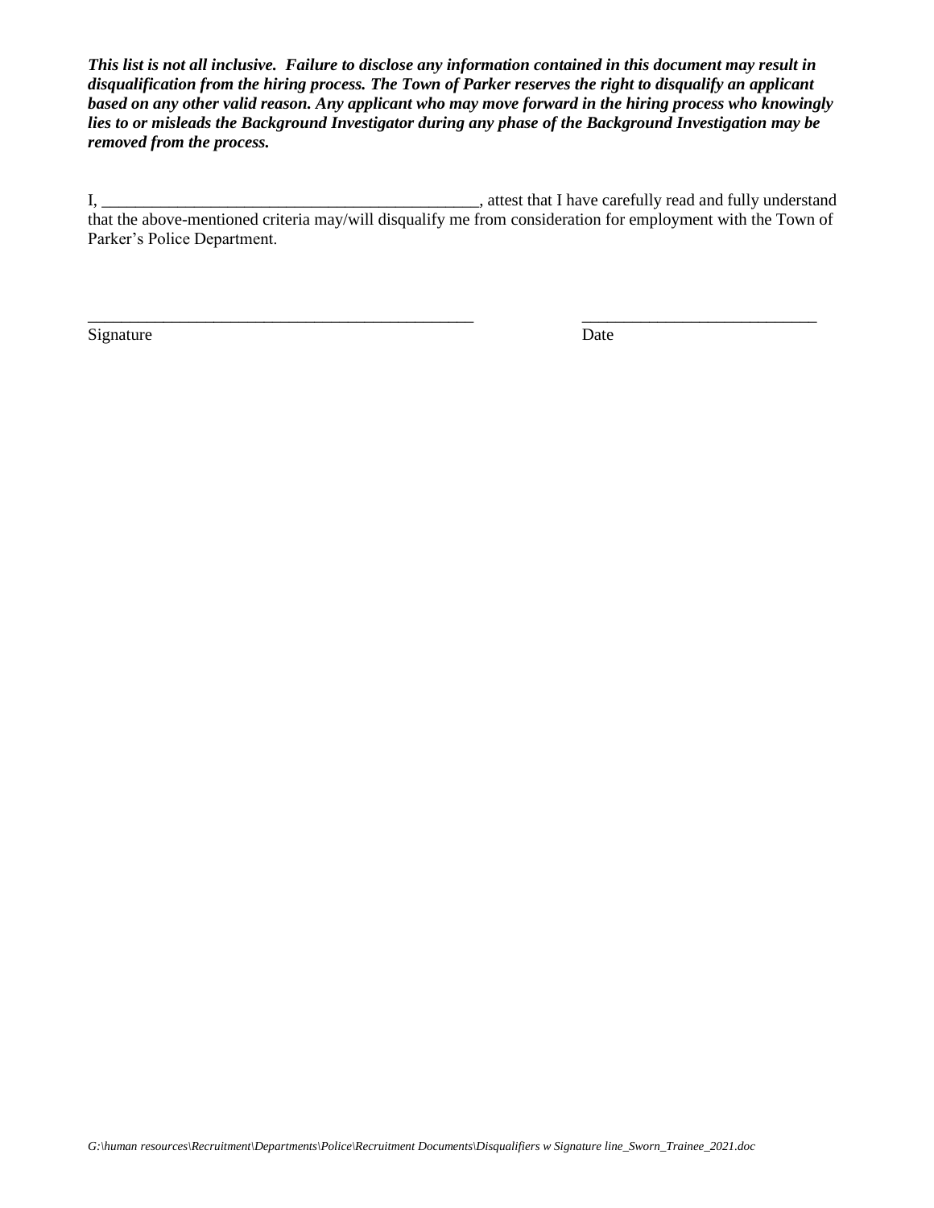***This list is not all inclusive. Failure to disclose any information contained in this document may result in disqualification from the hiring process. The Town of Parker reserves the right to disqualify an applicant based on any other valid reason. Any applicant who may move forward in the hiring process who knowingly lies to or misleads the Background Investigator during any phase of the Background Investigation may be removed from the process.***

I, _______________________________________________, attest that I have carefully read and fully understand that the above-mentioned criteria may/will disqualify me from consideration for employment with the Town of Parker's Police Department.

_________________________________________________ _____________________________

Signature Date

*G:\human resources\Recruitment\Departments\Police\Recruitment Documents\Disqualifiers w Signature line_Sworn_Trainee_2021.doc*